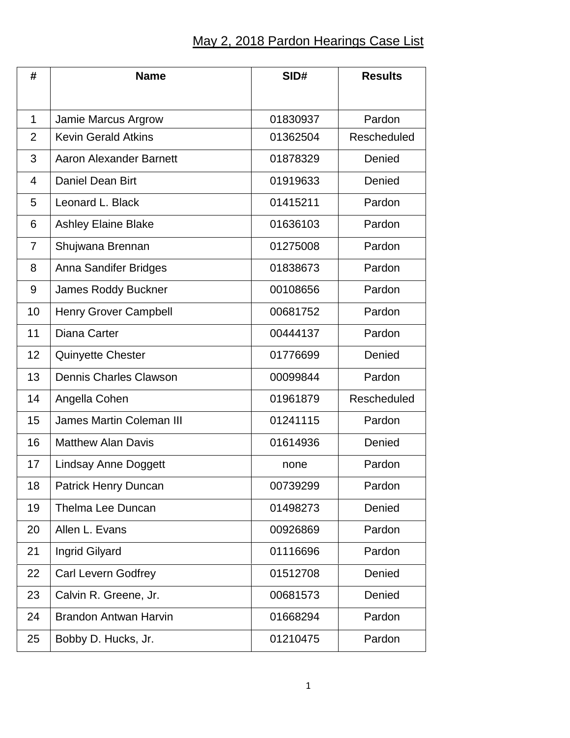# May 2, 2018 Pardon Hearings Case List

| # | Name | SID# | Results |
|---|---|---|---|
| 1 | Jamie Marcus Argrow | 01830937 | Pardon |
| 2 | Kevin Gerald Atkins | 01362504 | Rescheduled |
| 3 | Aaron Alexander Barnett | 01878329 | Denied |
| 4 | Daniel Dean Birt | 01919633 | Denied |
| 5 | Leonard L. Black | 01415211 | Pardon |
| 6 | Ashley Elaine Blake | 01636103 | Pardon |
| 7 | Shujwana Brennan | 01275008 | Pardon |
| 8 | Anna Sandifer Bridges | 01838673 | Pardon |
| 9 | James Roddy Buckner | 00108656 | Pardon |
| 10 | Henry Grover Campbell | 00681752 | Pardon |
| 11 | Diana Carter | 00444137 | Pardon |
| 12 | Quinyette Chester | 01776699 | Denied |
| 13 | Dennis Charles Clawson | 00099844 | Pardon |
| 14 | Angella Cohen | 01961879 | Rescheduled |
| 15 | James Martin Coleman III | 01241115 | Pardon |
| 16 | Matthew Alan Davis | 01614936 | Denied |
| 17 | Lindsay Anne Doggett | none | Pardon |
| 18 | Patrick Henry Duncan | 00739299 | Pardon |
| 19 | Thelma Lee Duncan | 01498273 | Denied |
| 20 | Allen L. Evans | 00926869 | Pardon |
| 21 | Ingrid Gilyard | 01116696 | Pardon |
| 22 | Carl Levern Godfrey | 01512708 | Denied |
| 23 | Calvin R. Greene, Jr. | 00681573 | Denied |
| 24 | Brandon Antwan Harvin | 01668294 | Pardon |
| 25 | Bobby D. Hucks, Jr. | 01210475 | Pardon |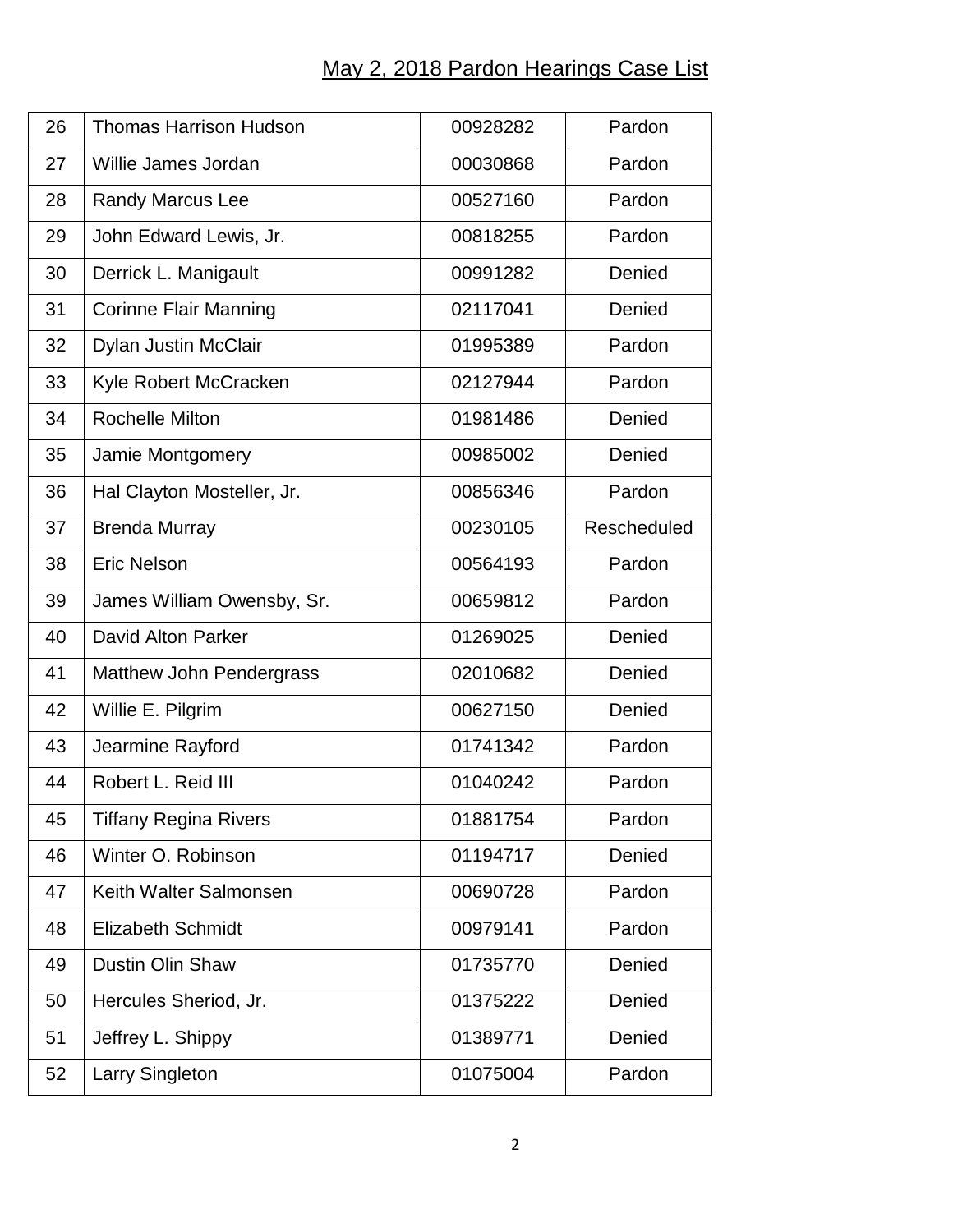## May 2, 2018 Pardon Hearings Case List

| | | | |
|---|---|---|---|
| 26 | Thomas Harrison Hudson | 00928282 | Pardon |
| 27 | Willie James Jordan | 00030868 | Pardon |
| 28 | Randy Marcus Lee | 00527160 | Pardon |
| 29 | John Edward Lewis, Jr. | 00818255 | Pardon |
| 30 | Derrick L. Manigault | 00991282 | Denied |
| 31 | Corinne Flair Manning | 02117041 | Denied |
| 32 | Dylan Justin McClair | 01995389 | Pardon |
| 33 | Kyle Robert McCracken | 02127944 | Pardon |
| 34 | Rochelle Milton | 01981486 | Denied |
| 35 | Jamie Montgomery | 00985002 | Denied |
| 36 | Hal Clayton Mosteller, Jr. | 00856346 | Pardon |
| 37 | Brenda Murray | 00230105 | Rescheduled |
| 38 | Eric Nelson | 00564193 | Pardon |
| 39 | James William Owensby, Sr. | 00659812 | Pardon |
| 40 | David Alton Parker | 01269025 | Denied |
| 41 | Matthew John Pendergrass | 02010682 | Denied |
| 42 | Willie E. Pilgrim | 00627150 | Denied |
| 43 | Jearmine Rayford | 01741342 | Pardon |
| 44 | Robert L. Reid III | 01040242 | Pardon |
| 45 | Tiffany Regina Rivers | 01881754 | Pardon |
| 46 | Winter O. Robinson | 01194717 | Denied |
| 47 | Keith Walter Salmonsen | 00690728 | Pardon |
| 48 | Elizabeth Schmidt | 00979141 | Pardon |
| 49 | Dustin Olin Shaw | 01735770 | Denied |
| 50 | Hercules Sheriod, Jr. | 01375222 | Denied |
| 51 | Jeffrey L. Shippy | 01389771 | Denied |
| 52 | Larry Singleton | 01075004 | Pardon |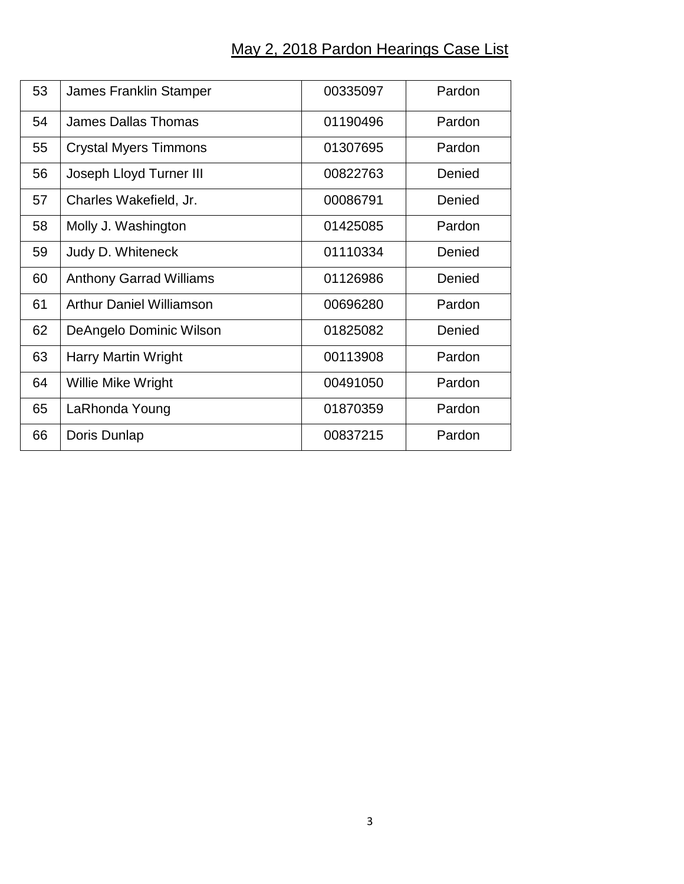May 2, 2018 Pardon Hearings Case List

| | | | |
|---|---|---|---|
| 53 | James Franklin Stamper | 00335097 | Pardon |
| 54 | James Dallas Thomas | 01190496 | Pardon |
| 55 | Crystal Myers Timmons | 01307695 | Pardon |
| 56 | Joseph Lloyd Turner III | 00822763 | Denied |
| 57 | Charles Wakefield, Jr. | 00086791 | Denied |
| 58 | Molly J. Washington | 01425085 | Pardon |
| 59 | Judy D. Whiteneck | 01110334 | Denied |
| 60 | Anthony Garrad Williams | 01126986 | Denied |
| 61 | Arthur Daniel Williamson | 00696280 | Pardon |
| 62 | DeAngelo Dominic Wilson | 01825082 | Denied |
| 63 | Harry Martin Wright | 00113908 | Pardon |
| 64 | Willie Mike Wright | 00491050 | Pardon |
| 65 | LaRhonda Young | 01870359 | Pardon |
| 66 | Doris Dunlap | 00837215 | Pardon |